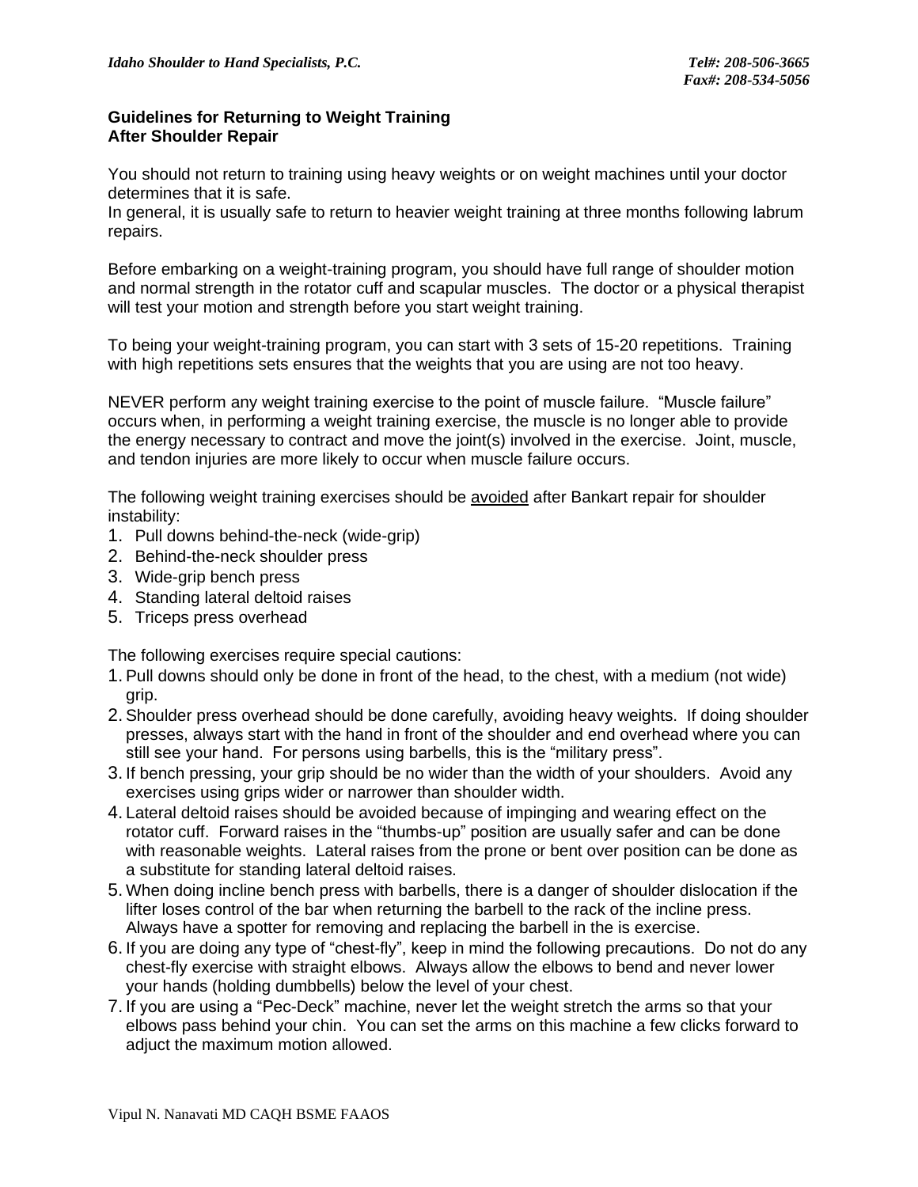## Guidelines for Returning to Weight Training After Shoulder Repair

You should not return to training using heavy weights or on weight machines until your doctor determines that it is safe.
In general, it is usually safe to return to heavier weight training at three months following labrum repairs.

Before embarking on a weight-training program, you should have full range of shoulder motion and normal strength in the rotator cuff and scapular muscles. The doctor or a physical therapist will test your motion and strength before you start weight training.

To being your weight-training program, you can start with 3 sets of 15-20 repetitions. Training with high repetitions sets ensures that the weights that you are using are not too heavy.

NEVER perform any weight training exercise to the point of muscle failure. "Muscle failure" occurs when, in performing a weight training exercise, the muscle is no longer able to provide the energy necessary to contract and move the joint(s) involved in the exercise. Joint, muscle, and tendon injuries are more likely to occur when muscle failure occurs.

The following weight training exercises should be <u>avoided</u> after Bankart repair for shoulder instability:

1. Pull downs behind-the-neck (wide-grip)
2. Behind-the-neck shoulder press
3. Wide-grip bench press
4. Standing lateral deltoid raises
5. Triceps press overhead

The following exercises require special cautions:

1. Pull downs should only be done in front of the head, to the chest, with a medium (not wide) grip.
2. Shoulder press overhead should be done carefully, avoiding heavy weights. If doing shoulder presses, always start with the hand in front of the shoulder and end overhead where you can still see your hand. For persons using barbells, this is the "military press".
3. If bench pressing, your grip should be no wider than the width of your shoulders. Avoid any exercises using grips wider or narrower than shoulder width.
4. Lateral deltoid raises should be avoided because of impinging and wearing effect on the rotator cuff. Forward raises in the "thumbs-up" position are usually safer and can be done with reasonable weights. Lateral raises from the prone or bent over position can be done as a substitute for standing lateral deltoid raises.
5. When doing incline bench press with barbells, there is a danger of shoulder dislocation if the lifter loses control of the bar when returning the barbell to the rack of the incline press. Always have a spotter for removing and replacing the barbell in the is exercise.
6. If you are doing any type of "chest-fly", keep in mind the following precautions. Do not do any chest-fly exercise with straight elbows. Always allow the elbows to bend and never lower your hands (holding dumbbells) below the level of your chest.
7. If you are using a "Pec-Deck" machine, never let the weight stretch the arms so that your elbows pass behind your chin. You can set the arms on this machine a few clicks forward to adjuct the maximum motion allowed.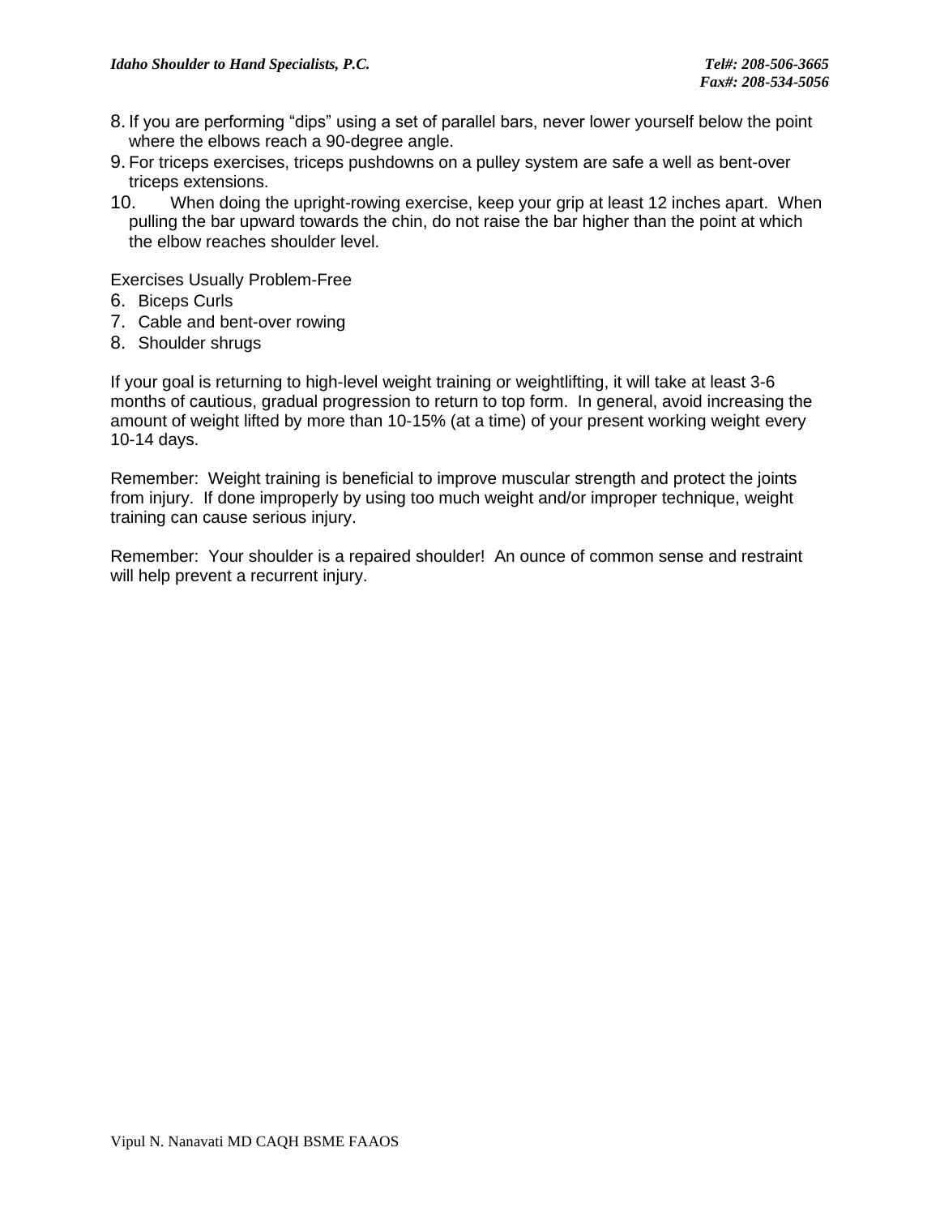8. If you are performing "dips" using a set of parallel bars, never lower yourself below the point where the elbows reach a 90-degree angle.
9. For triceps exercises, triceps pushdowns on a pulley system are safe a well as bent-over triceps extensions.
10. When doing the upright-rowing exercise, keep your grip at least 12 inches apart. When pulling the bar upward towards the chin, do not raise the bar higher than the point at which the elbow reaches shoulder level.

Exercises Usually Problem-Free

6. Biceps Curls
7. Cable and bent-over rowing
8. Shoulder shrugs

If your goal is returning to high-level weight training or weightlifting, it will take at least 3-6 months of cautious, gradual progression to return to top form. In general, avoid increasing the amount of weight lifted by more than 10-15% (at a time) of your present working weight every 10-14 days.

Remember: Weight training is beneficial to improve muscular strength and protect the joints from injury. If done improperly by using too much weight and/or improper technique, weight training can cause serious injury.

Remember: Your shoulder is a repaired shoulder! An ounce of common sense and restraint will help prevent a recurrent injury.